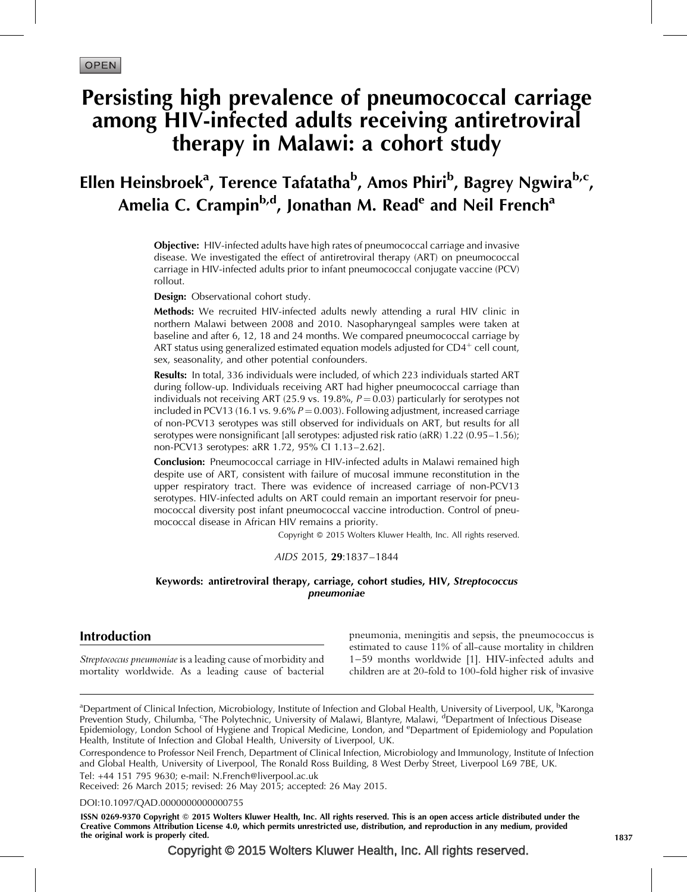OPEN

# Persisting high prevalence of pneumococcal carriage among HIV-infected adults receiving antiretroviral therapy in Malawi: a cohort study

**Ellen Heinsbroek[a], Terence Tafatatha[b], Amos Phiri[b], Bagrey Ngwira[b,c], Amelia C. Crampin[b,d], Jonathan M. Read[e] and Neil French[a]**

**Objective:** HIV-infected adults have high rates of pneumococcal carriage and invasive disease. We investigated the effect of antiretroviral therapy (ART) on pneumococcal carriage in HIV-infected adults prior to infant pneumococcal conjugate vaccine (PCV) rollout.

**Design:** Observational cohort study.

**Methods:** We recruited HIV-infected adults newly attending a rural HIV clinic in northern Malawi between 2008 and 2010. Nasopharyngeal samples were taken at baseline and after 6, 12, 18 and 24 months. We compared pneumococcal carriage by ART status using generalized estimated equation models adjusted for $CD4^+$ cell count, sex, seasonality, and other potential confounders.

**Results:** In total, 336 individuals were included, of which 223 individuals started ART during follow-up. Individuals receiving ART had higher pneumococcal carriage than individuals not receiving ART (25.9 vs. 19.8%, $P = 0.03$) particularly for serotypes not included in PCV13 (16.1 vs. 9.6% $P = 0.003$). Following adjustment, increased carriage of non-PCV13 serotypes was still observed for individuals on ART, but results for all serotypes were nonsignificant [all serotypes: adjusted risk ratio (aRR) 1.22 (0.95–1.56); non-PCV13 serotypes: aRR 1.72, 95% CI 1.13–2.62].

**Conclusion:** Pneumococcal carriage in HIV-infected adults in Malawi remained high despite use of ART, consistent with failure of mucosal immune reconstitution in the upper respiratory tract. There was evidence of increased carriage of non-PCV13 serotypes. HIV-infected adults on ART could remain an important reservoir for pneumococcal diversity post infant pneumococcal vaccine introduction. Control of pneumococcal disease in African HIV remains a priority.

Copyright © 2015 Wolters Kluwer Health, Inc. All rights reserved.

*AIDS* 2015, **29**:1837–1844

**Keywords: antiretroviral therapy, carriage, cohort studies, HIV, *Streptococcus pneumoniae***

## Introduction

*Streptococcus pneumoniae* is a leading cause of morbidity and mortality worldwide. As a leading cause of bacterial pneumonia, meningitis and sepsis, the pneumococcus is estimated to cause 11% of all-cause mortality in children 1–59 months worldwide [1]. HIV-infected adults and children are at 20-fold to 100-fold higher risk of invasive

---

[a]Department of Clinical Infection, Microbiology, Institute of Infection and Global Health, University of Liverpool, UK, [b]Karonga Prevention Study, Chilumba, [c]The Polytechnic, University of Malawi, Blantyre, Malawi, [d]Department of Infectious Disease Epidemiology, London School of Hygiene and Tropical Medicine, London, and [e]Department of Epidemiology and Population Health, Institute of Infection and Global Health, University of Liverpool, UK.

Correspondence to Professor Neil French, Department of Clinical Infection, Microbiology and Immunology, Institute of Infection and Global Health, University of Liverpool, The Ronald Ross Building, 8 West Derby Street, Liverpool L69 7BE, UK.

Tel: +44 151 795 9630; e-mail: N.French@liverpool.ac.uk

Received: 26 March 2015; revised: 26 May 2015; accepted: 26 May 2015.

DOI:10.1097/QAD.0000000000000755

ISSN 0269-9370 Copyright © 2015 Wolters Kluwer Health, Inc. All rights reserved. This is an open access article distributed under the Creative Commons Attribution License 4.0, which permits unrestricted use, distribution, and reproduction in any medium, provided the original work is properly cited.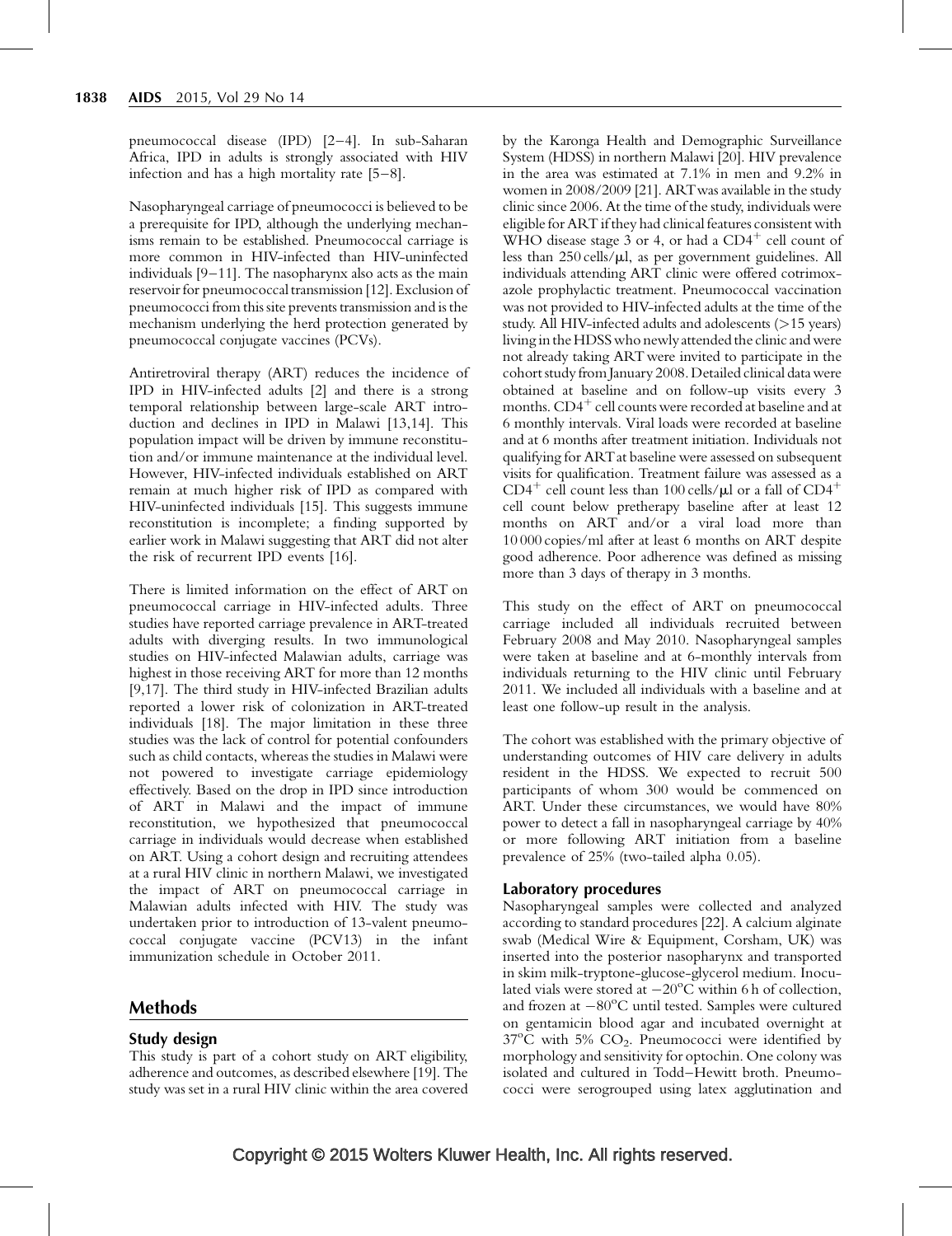pneumococcal disease (IPD) [2–4]. In sub-Saharan Africa, IPD in adults is strongly associated with HIV infection and has a high mortality rate [5–8].

Nasopharyngeal carriage of pneumococci is believed to be a prerequisite for IPD, although the underlying mechanisms remain to be established. Pneumococcal carriage is more common in HIV-infected than HIV-uninfected individuals [9–11]. The nasopharynx also acts as the main reservoir for pneumococcal transmission [12]. Exclusion of pneumococci from this site prevents transmission and is the mechanism underlying the herd protection generated by pneumococcal conjugate vaccines (PCVs).

Antiretroviral therapy (ART) reduces the incidence of IPD in HIV-infected adults [2] and there is a strong temporal relationship between large-scale ART introduction and declines in IPD in Malawi [13,14]. This population impact will be driven by immune reconstitution and/or immune maintenance at the individual level. However, HIV-infected individuals established on ART remain at much higher risk of IPD as compared with HIV-uninfected individuals [15]. This suggests immune reconstitution is incomplete; a finding supported by earlier work in Malawi suggesting that ART did not alter the risk of recurrent IPD events [16].

There is limited information on the effect of ART on pneumococcal carriage in HIV-infected adults. Three studies have reported carriage prevalence in ART-treated adults with diverging results. In two immunological studies on HIV-infected Malawian adults, carriage was highest in those receiving ART for more than 12 months [9,17]. The third study in HIV-infected Brazilian adults reported a lower risk of colonization in ART-treated individuals [18]. The major limitation in these three studies was the lack of control for potential confounders such as child contacts, whereas the studies in Malawi were not powered to investigate carriage epidemiology effectively. Based on the drop in IPD since introduction of ART in Malawi and the impact of immune reconstitution, we hypothesized that pneumococcal carriage in individuals would decrease when established on ART. Using a cohort design and recruiting attendees at a rural HIV clinic in northern Malawi, we investigated the impact of ART on pneumococcal carriage in Malawian adults infected with HIV. The study was undertaken prior to introduction of 13-valent pneumococcal conjugate vaccine (PCV13) in the infant immunization schedule in October 2011.

## Methods

### Study design

This study is part of a cohort study on ART eligibility, adherence and outcomes, as described elsewhere [19]. The study was set in a rural HIV clinic within the area covered by the Karonga Health and Demographic Surveillance System (HDSS) in northern Malawi [20]. HIV prevalence in the area was estimated at 7.1% in men and 9.2% in women in 2008/2009 [21]. ART was available in the study clinic since 2006. At the time of the study, individuals were eligible for ART if they had clinical features consistent with WHO disease stage 3 or 4, or had a $CD4^+$ cell count of less than 250 cells/μl, as per government guidelines. All individuals attending ART clinic were offered cotrimoxazole prophylactic treatment. Pneumococcal vaccination was not provided to HIV-infected adults at the time of the study. All HIV-infected adults and adolescents (>15 years) living in the HDSS who newly attended the clinic and were not already taking ART were invited to participate in the cohort study from January 2008. Detailed clinical data were obtained at baseline and on follow-up visits every 3 months. $CD4^+$ cell counts were recorded at baseline and at 6 monthly intervals. Viral loads were recorded at baseline and at 6 months after treatment initiation. Individuals not qualifying for ART at baseline were assessed on subsequent visits for qualification. Treatment failure was assessed as a $CD4^+$ cell count less than 100 cells/μl or a fall of $CD4^+$ cell count below pretherapy baseline after at least 12 months on ART and/or a viral load more than 10 000 copies/ml after at least 6 months on ART despite good adherence. Poor adherence was defined as missing more than 3 days of therapy in 3 months.

This study on the effect of ART on pneumococcal carriage included all individuals recruited between February 2008 and May 2010. Nasopharyngeal samples were taken at baseline and at 6-monthly intervals from individuals returning to the HIV clinic until February 2011. We included all individuals with a baseline and at least one follow-up result in the analysis.

The cohort was established with the primary objective of understanding outcomes of HIV care delivery in adults resident in the HDSS. We expected to recruit 500 participants of whom 300 would be commenced on ART. Under these circumstances, we would have 80% power to detect a fall in nasopharyngeal carriage by 40% or more following ART initiation from a baseline prevalence of 25% (two-tailed alpha 0.05).

### Laboratory procedures

Nasopharyngeal samples were collected and analyzed according to standard procedures [22]. A calcium alginate swab (Medical Wire & Equipment, Corsham, UK) was inserted into the posterior nasopharynx and transported in skim milk-tryptone-glucose-glycerol medium. Inoculated vials were stored at −20°C within 6 h of collection, and frozen at −80°C until tested. Samples were cultured on gentamicin blood agar and incubated overnight at 37°C with 5% $CO_2$. Pneumococci were identified by morphology and sensitivity for optochin. One colony was isolated and cultured in Todd–Hewitt broth. Pneumococci were serogrouped using latex agglutination and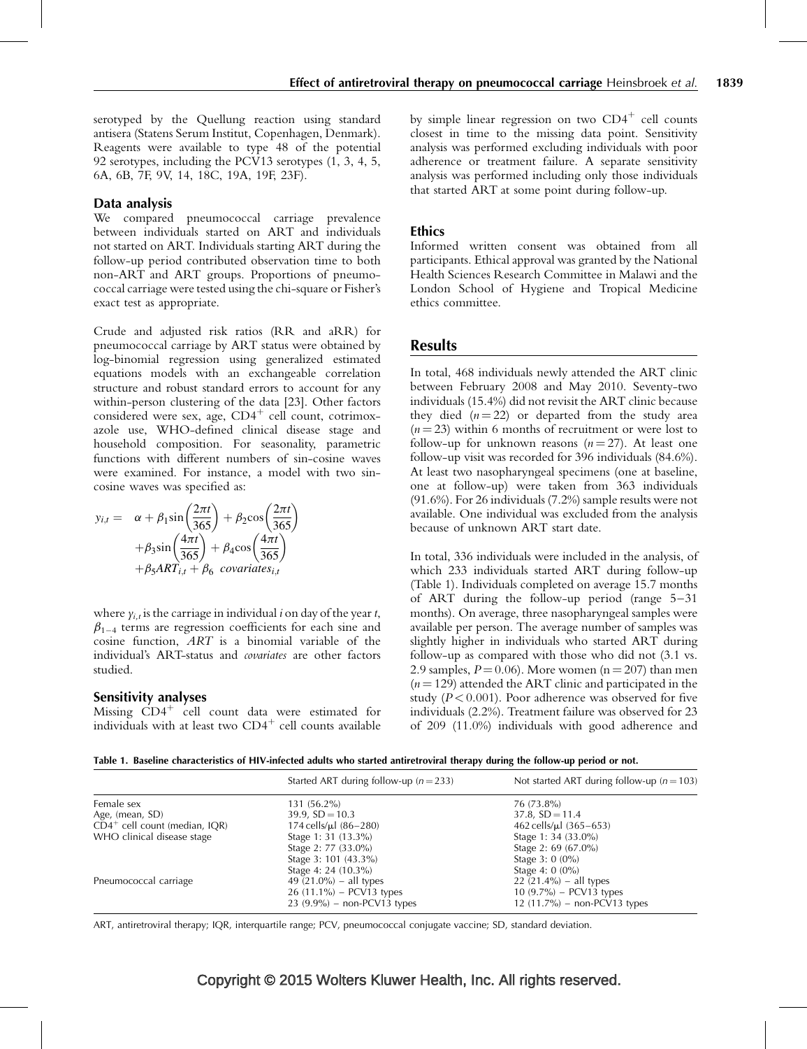serotyped by the Quellung reaction using standard antisera (Statens Serum Institut, Copenhagen, Denmark). Reagents were available to type 48 of the potential 92 serotypes, including the PCV13 serotypes (1, 3, 4, 5, 6A, 6B, 7F, 9V, 14, 18C, 19A, 19F, 23F).

### Data analysis

We compared pneumococcal carriage prevalence between individuals started on ART and individuals not started on ART. Individuals starting ART during the follow-up period contributed observation time to both non-ART and ART groups. Proportions of pneumococcal carriage were tested using the chi-square or Fisher's exact test as appropriate.

Crude and adjusted risk ratios (RR and aRR) for pneumococcal carriage by ART status were obtained by log-binomial regression using generalized estimated equations models with an exchangeable correlation structure and robust standard errors to account for any within-person clustering of the data [23]. Other factors considered were sex, age, $CD4^+$ cell count, cotrimoxazole use, WHO-defined clinical disease stage and household composition. For seasonality, parametric functions with different numbers of sin-cosine waves were examined. For instance, a model with two sin-cosine waves was specified as:

$$
\begin{aligned}
y_{i,t} = \; & \alpha + \beta_1 \sin\left(\frac{2\pi t}{365}\right) + \beta_2 \cos\left(\frac{2\pi t}{365}\right) \\
& + \beta_3 \sin\left(\frac{4\pi t}{365}\right) + \beta_4 \cos\left(\frac{4\pi t}{365}\right) \\
& + \beta_5 ART_{i,t} + \beta_6 \; covariates_{i,t}
\end{aligned}
$$

where $y_{i,t}$ is the carriage in individual $i$ on day of the year $t$, $\beta_{1-4}$ terms are regression coefficients for each sine and cosine function, $ART$ is a binomial variable of the individual's ART-status and *covariates* are other factors studied.

### Sensitivity analyses

Missing $CD4^+$ cell count data were estimated for individuals with at least two $CD4^+$ cell counts available by simple linear regression on two $CD4^+$ cell counts closest in time to the missing data point. Sensitivity analysis was performed excluding individuals with poor adherence or treatment failure. A separate sensitivity analysis was performed including only those individuals that started ART at some point during follow-up.

### Ethics

Informed written consent was obtained from all participants. Ethical approval was granted by the National Health Sciences Research Committee in Malawi and the London School of Hygiene and Tropical Medicine ethics committee.

## Results

In total, 468 individuals newly attended the ART clinic between February 2008 and May 2010. Seventy-two individuals (15.4%) did not revisit the ART clinic because they died ($n = 22$) or departed from the study area ($n = 23$) within 6 months of recruitment or were lost to follow-up for unknown reasons ($n = 27$). At least one follow-up visit was recorded for 396 individuals (84.6%). At least two nasopharyngeal specimens (one at baseline, one at follow-up) were taken from 363 individuals (91.6%). For 26 individuals (7.2%) sample results were not available. One individual was excluded from the analysis because of unknown ART start date.

In total, 336 individuals were included in the analysis, of which 233 individuals started ART during follow-up (Table 1). Individuals completed on average 15.7 months of ART during the follow-up period (range 5–31 months). On average, three nasopharyngeal samples were available per person. The average number of samples was slightly higher in individuals who started ART during follow-up as compared with those who did not (3.1 vs. 2.9 samples, $P = 0.06$). More women ($n = 207$) than men ($n = 129$) attended the ART clinic and participated in the study ($P < 0.001$). Poor adherence was observed for five individuals (2.2%). Treatment failure was observed for 23 of 209 (11.0%) individuals with good adherence and

**Table 1. Baseline characteristics of HIV-infected adults who started antiretroviral therapy during the follow-up period or not.**

| | Started ART during follow-up ($n = 233$) | Not started ART during follow-up ($n = 103$) |
|---|---|---|
| Female sex | 131 (56.2%) | 76 (73.8%) |
| Age, (mean, SD) | 39.9, SD = 10.3 | 37.8, SD = 11.4 |
| $CD4^+$ cell count (median, IQR) | 174 cells/μl (86–280) | 462 cells/μl (365–653) |
| WHO clinical disease stage | Stage 1: 31 (13.3%) | Stage 1: 34 (33.0%) |
| | Stage 2: 77 (33.0%) | Stage 2: 69 (67.0%) |
| | Stage 3: 101 (43.3%) | Stage 3: 0 (0%) |
| | Stage 4: 24 (10.3%) | Stage 4: 0 (0%) |
| Pneumococcal carriage | 49 (21.0%) – all types | 22 (21.4%) – all types |
| | 26 (11.1%) – PCV13 types | 10 (9.7%) – PCV13 types |
| | 23 (9.9%) – non-PCV13 types | 12 (11.7%) – non-PCV13 types |

ART, antiretroviral therapy; IQR, interquartile range; PCV, pneumococcal conjugate vaccine; SD, standard deviation.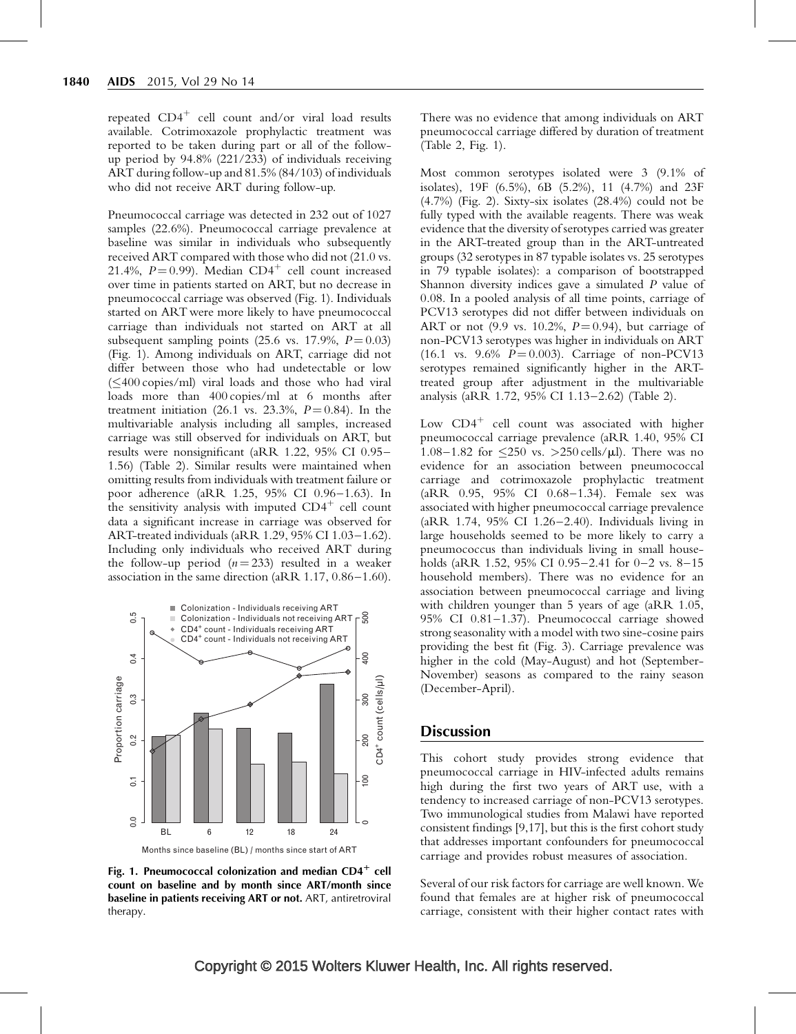repeated $CD4^+$ cell count and/or viral load results available. Cotrimoxazole prophylactic treatment was reported to be taken during part or all of the follow-up period by 94.8% (221/233) of individuals receiving ART during follow-up and 81.5% (84/103) of individuals who did not receive ART during follow-up.

Pneumococcal carriage was detected in 232 out of 1027 samples (22.6%). Pneumococcal carriage prevalence at baseline was similar in individuals who subsequently received ART compared with those who did not (21.0 vs. 21.4%, $P = 0.99$). Median $CD4^+$ cell count increased over time in patients started on ART, but no decrease in pneumococcal carriage was observed (Fig. 1). Individuals started on ART were more likely to have pneumococcal carriage than individuals not started on ART at all subsequent sampling points (25.6 vs. 17.9%, $P = 0.03$) (Fig. 1). Among individuals on ART, carriage did not differ between those who had undetectable or low ($\leq$400 copies/ml) viral loads and those who had viral loads more than 400 copies/ml at 6 months after treatment initiation (26.1 vs. 23.3%, $P = 0.84$). In the multivariable analysis including all samples, increased carriage was still observed for individuals on ART, but results were nonsignificant (aRR 1.22, 95% CI 0.95–1.56) (Table 2). Similar results were maintained when omitting results from individuals with treatment failure or poor adherence (aRR 1.25, 95% CI 0.96–1.63). In the sensitivity analysis with imputed $CD4^+$ cell count data a significant increase in carriage was observed for ART-treated individuals (aRR 1.29, 95% CI 1.03–1.62). Including only individuals who received ART during the follow-up period ($n = 233$) resulted in a weaker association in the same direction (aRR 1.17, 0.86–1.60).

**Fig. 1. Pneumococcal colonization and median $CD4^+$ cell count on baseline and by month since ART/month since baseline in patients receiving ART or not.** ART, antiretroviral therapy.

There was no evidence that among individuals on ART pneumococcal carriage differed by duration of treatment (Table 2, Fig. 1).

Most common serotypes isolated were 3 (9.1% of isolates), 19F (6.5%), 6B (5.2%), 11 (4.7%) and 23F (4.7%) (Fig. 2). Sixty-six isolates (28.4%) could not be fully typed with the available reagents. There was weak evidence that the diversity of serotypes carried was greater in the ART-treated group than in the ART-untreated groups (32 serotypes in 87 typable isolates vs. 25 serotypes in 79 typable isolates): a comparison of bootstrapped Shannon diversity indices gave a simulated $P$ value of 0.08. In a pooled analysis of all time points, carriage of PCV13 serotypes did not differ between individuals on ART or not (9.9 vs. 10.2%, $P = 0.94$), but carriage of non-PCV13 serotypes was higher in individuals on ART (16.1 vs. 9.6% $P = 0.003$). Carriage of non-PCV13 serotypes remained significantly higher in the ART-treated group after adjustment in the multivariable analysis (aRR 1.72, 95% CI 1.13–2.62) (Table 2).

Low $CD4^+$ cell count was associated with higher pneumococcal carriage prevalence (aRR 1.40, 95% CI 1.08–1.82 for $\leq$250 vs. >250 cells/μl). There was no evidence for an association between pneumococcal carriage and cotrimoxazole prophylactic treatment (aRR 0.95, 95% CI 0.68–1.34). Female sex was associated with higher pneumococcal carriage prevalence (aRR 1.74, 95% CI 1.26–2.40). Individuals living in large households seemed to be more likely to carry a pneumococcus than individuals living in small households (aRR 1.52, 95% CI 0.95–2.41 for 0–2 vs. 8–15 household members). There was no evidence for an association between pneumococcal carriage and living with children younger than 5 years of age (aRR 1.05, 95% CI 0.81–1.37). Pneumococcal carriage showed strong seasonality with a model with two sine-cosine pairs providing the best fit (Fig. 3). Carriage prevalence was higher in the cold (May-August) and hot (September-November) seasons as compared to the rainy season (December-April).

## Discussion

This cohort study provides strong evidence that pneumococcal carriage in HIV-infected adults remains high during the first two years of ART use, with a tendency to increased carriage of non-PCV13 serotypes. Two immunological studies from Malawi have reported consistent findings [9,17], but this is the first cohort study that addresses important confounders for pneumococcal carriage and provides robust measures of association.

Several of our risk factors for carriage are well known. We found that females are at higher risk of pneumococcal carriage, consistent with their higher contact rates with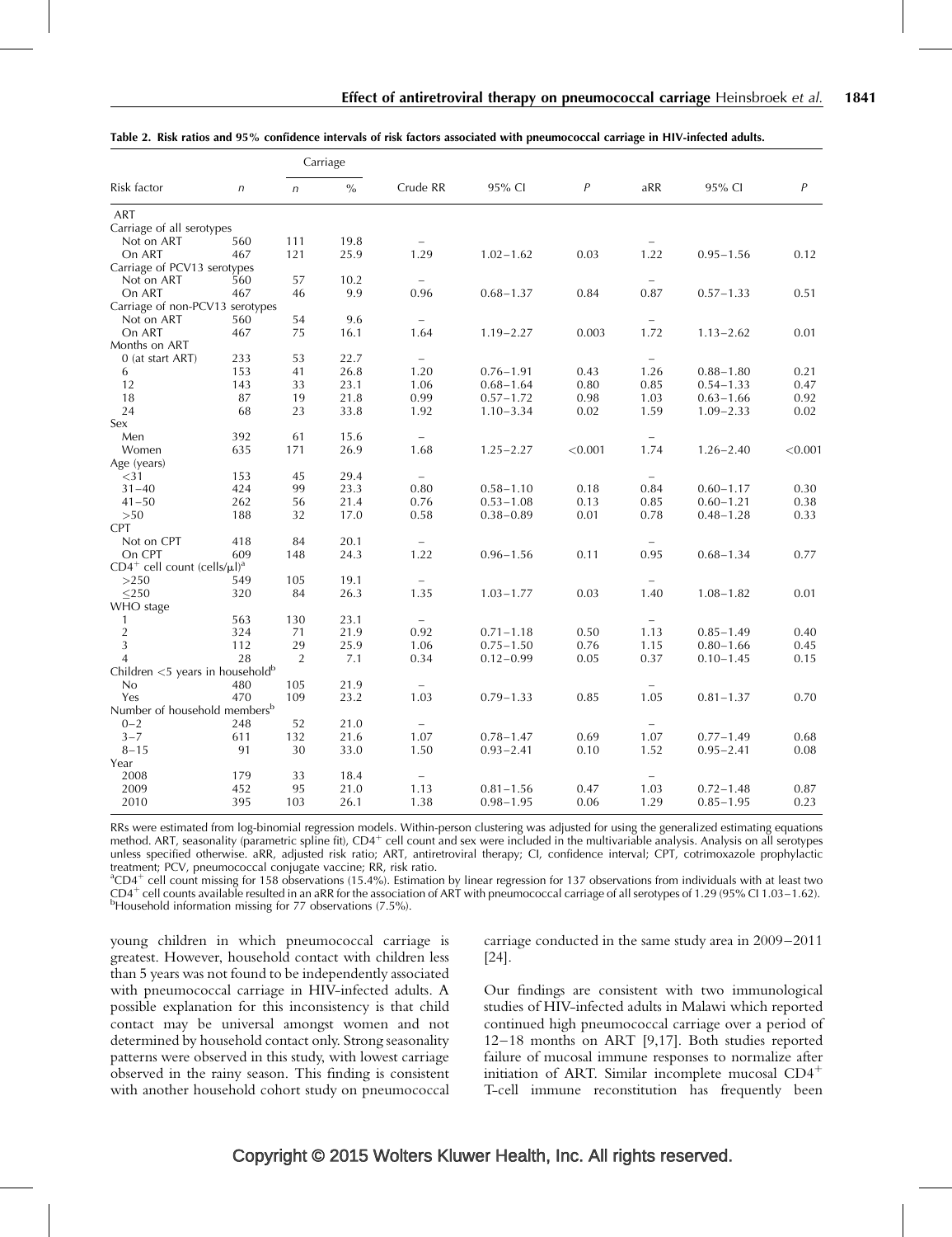Table 2. Risk ratios and 95% confidence intervals of risk factors associated with pneumococcal carriage in HIV-infected adults.

| Risk factor | *n* | Carriage *n* | Carriage % | Crude RR | 95% CI | *P* | aRR | 95% CI | *P* |
|---|---|---|---|---|---|---|---|---|---|
| ART | | | | | | | | | |
| Carriage of all serotypes | | | | | | | | | |
| Not on ART | 560 | 111 | 19.8 | – | | | – | | |
| On ART | 467 | 121 | 25.9 | 1.29 | 1.02–1.62 | 0.03 | 1.22 | 0.95–1.56 | 0.12 |
| Carriage of PCV13 serotypes | | | | | | | | | |
| Not on ART | 560 | 57 | 10.2 | – | | | – | | |
| On ART | 467 | 46 | 9.9 | 0.96 | 0.68–1.37 | 0.84 | 0.87 | 0.57–1.33 | 0.51 |
| Carriage of non-PCV13 serotypes | | | | | | | | | |
| Not on ART | 560 | 54 | 9.6 | – | | | – | | |
| On ART | 467 | 75 | 16.1 | 1.64 | 1.19–2.27 | 0.003 | 1.72 | 1.13–2.62 | 0.01 |
| Months on ART | | | | | | | | | |
| 0 (at start ART) | 233 | 53 | 22.7 | – | | | – | | |
| 6 | 153 | 41 | 26.8 | 1.20 | 0.76–1.91 | 0.43 | 1.26 | 0.88–1.80 | 0.21 |
| 12 | 143 | 33 | 23.1 | 1.06 | 0.68–1.64 | 0.80 | 0.85 | 0.54–1.33 | 0.47 |
| 18 | 87 | 19 | 21.8 | 0.99 | 0.57–1.72 | 0.98 | 1.03 | 0.63–1.66 | 0.92 |
| 24 | 68 | 23 | 33.8 | 1.92 | 1.10–3.34 | 0.02 | 1.59 | 1.09–2.33 | 0.02 |
| Sex | | | | | | | | | |
| Men | 392 | 61 | 15.6 | – | | | – | | |
| Women | 635 | 171 | 26.9 | 1.68 | 1.25–2.27 | <0.001 | 1.74 | 1.26–2.40 | <0.001 |
| Age (years) | | | | | | | | | |
| <31 | 153 | 45 | 29.4 | – | | | – | | |
| 31–40 | 424 | 99 | 23.3 | 0.80 | 0.58–1.10 | 0.18 | 0.84 | 0.60–1.17 | 0.30 |
| 41–50 | 262 | 56 | 21.4 | 0.76 | 0.53–1.08 | 0.13 | 0.85 | 0.60–1.21 | 0.38 |
| >50 | 188 | 32 | 17.0 | 0.58 | 0.38–0.89 | 0.01 | 0.78 | 0.48–1.28 | 0.33 |
| CPT | | | | | | | | | |
| Not on CPT | 418 | 84 | 20.1 | – | | | – | | |
| On CPT | 609 | 148 | 24.3 | 1.22 | 0.96–1.56 | 0.11 | 0.95 | 0.68–1.34 | 0.77 |
| $CD4^+$ cell count (cells/μl)[a] | | | | | | | | | |
| >250 | 549 | 105 | 19.1 | – | | | – | | |
| ≤250 | 320 | 84 | 26.3 | 1.35 | 1.03–1.77 | 0.03 | 1.40 | 1.08–1.82 | 0.01 |
| WHO stage | | | | | | | | | |
| 1 | 563 | 130 | 23.1 | – | | | – | | |
| 2 | 324 | 71 | 21.9 | 0.92 | 0.71–1.18 | 0.50 | 1.13 | 0.85–1.49 | 0.40 |
| 3 | 112 | 29 | 25.9 | 1.06 | 0.75–1.50 | 0.76 | 1.15 | 0.80–1.66 | 0.45 |
| 4 | 28 | 2 | 7.1 | 0.34 | 0.12–0.99 | 0.05 | 0.37 | 0.10–1.45 | 0.15 |
| Children <5 years in household[b] | | | | | | | | | |
| No | 480 | 105 | 21.9 | – | | | – | | |
| Yes | 470 | 109 | 23.2 | 1.03 | 0.79–1.33 | 0.85 | 1.05 | 0.81–1.37 | 0.70 |
| Number of household members[b] | | | | | | | | | |
| 0–2 | 248 | 52 | 21.0 | – | | | – | | |
| 3–7 | 611 | 132 | 21.6 | 1.07 | 0.78–1.47 | 0.69 | 1.07 | 0.77–1.49 | 0.68 |
| 8–15 | 91 | 30 | 33.0 | 1.50 | 0.93–2.41 | 0.10 | 1.52 | 0.95–2.41 | 0.08 |
| Year | | | | | | | | | |
| 2008 | 179 | 33 | 18.4 | – | | | – | | |
| 2009 | 452 | 95 | 21.0 | 1.13 | 0.81–1.56 | 0.47 | 1.03 | 0.72–1.48 | 0.87 |
| 2010 | 395 | 103 | 26.1 | 1.38 | 0.98–1.95 | 0.06 | 1.29 | 0.85–1.95 | 0.23 |

RRs were estimated from log-binomial regression models. Within-person clustering was adjusted for using the generalized estimating equations method. ART, seasonality (parametric spline fit), $CD4^+$ cell count and sex were included in the multivariable analysis. Analysis on all serotypes unless specified otherwise. aRR, adjusted risk ratio; ART, antiretroviral therapy; CI, confidence interval; CPT, cotrimoxazole prophylactic treatment; PCV, pneumococcal conjugate vaccine; RR, risk ratio.
[a]$CD4^+$ cell count missing for 158 observations (15.4%). Estimation by linear regression for 137 observations from individuals with at least two $CD4^+$ cell counts available resulted in an aRR for the association of ART with pneumococcal carriage of all serotypes of 1.29 (95% CI 1.03–1.62).
[b]Household information missing for 77 observations (7.5%).

young children in which pneumococcal carriage is greatest. However, household contact with children less than 5 years was not found to be independently associated with pneumococcal carriage in HIV-infected adults. A possible explanation for this inconsistency is that child contact may be universal amongst women and not determined by household contact only. Strong seasonality patterns were observed in this study, with lowest carriage observed in the rainy season. This finding is consistent with another household cohort study on pneumococcal carriage conducted in the same study area in 2009–2011 [24].

Our findings are consistent with two immunological studies of HIV-infected adults in Malawi which reported continued high pneumococcal carriage over a period of 12–18 months on ART [9,17]. Both studies reported failure of mucosal immune responses to normalize after initiation of ART. Similar incomplete mucosal $CD4^+$ T-cell immune reconstitution has frequently been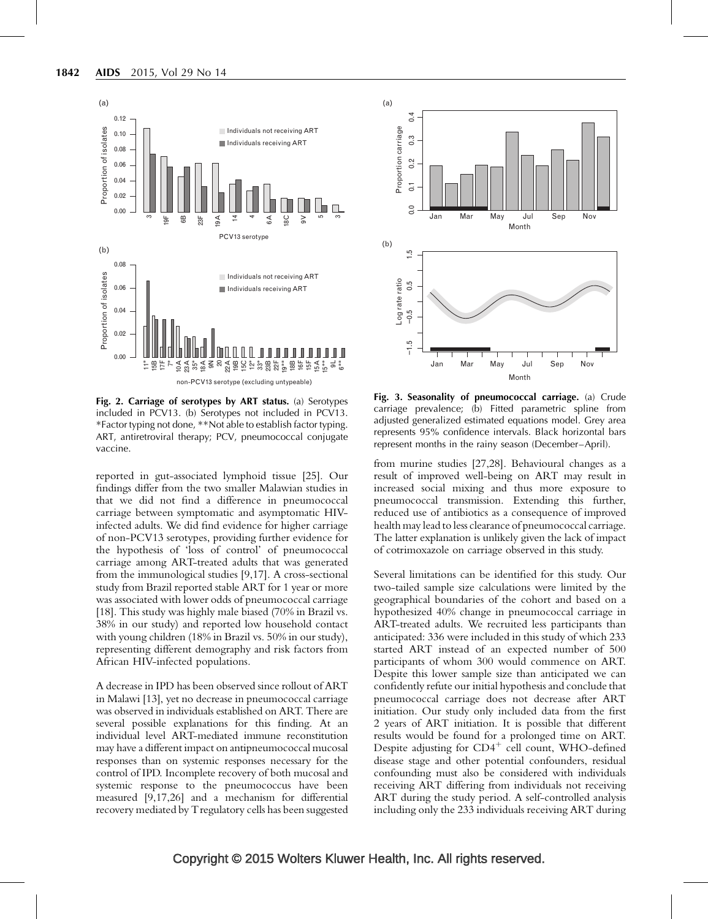Fig. 2. Carriage of serotypes by ART status. (a) Serotypes included in PCV13. (b) Serotypes not included in PCV13. *Factor typing not done, **Not able to establish factor typing. ART, antiretroviral therapy; PCV, pneumococcal conjugate vaccine.

Fig. 3. Seasonality of pneumococcal carriage. (a) Crude carriage prevalence; (b) Fitted parametric spline from adjusted generalized estimated equations model. Grey area represents 95% confidence intervals. Black horizontal bars represent months in the rainy season (December–April).

reported in gut-associated lymphoid tissue [25]. Our findings differ from the two smaller Malawian studies in that we did not find a difference in pneumococcal carriage between symptomatic and asymptomatic HIV-infected adults. We did find evidence for higher carriage of non-PCV13 serotypes, providing further evidence for the hypothesis of 'loss of control' of pneumococcal carriage among ART-treated adults that was generated from the immunological studies [9,17]. A cross-sectional study from Brazil reported stable ART for 1 year or more was associated with lower odds of pneumococcal carriage [18]. This study was highly male biased (70% in Brazil vs. 38% in our study) and reported low household contact with young children (18% in Brazil vs. 50% in our study), representing different demography and risk factors from African HIV-infected populations.

A decrease in IPD has been observed since rollout of ART in Malawi [13], yet no decrease in pneumococcal carriage was observed in individuals established on ART. There are several possible explanations for this finding. At an individual level ART-mediated immune reconstitution may have a different impact on antipneumococcal mucosal responses than on systemic responses necessary for the control of IPD. Incomplete recovery of both mucosal and systemic response to the pneumococcus have been measured [9,17,26] and a mechanism for differential recovery mediated by T regulatory cells has been suggested from murine studies [27,28]. Behavioural changes as a result of improved well-being on ART may result in increased social mixing and thus more exposure to pneumococcal transmission. Extending this further, reduced use of antibiotics as a consequence of improved health may lead to less clearance of pneumococcal carriage. The latter explanation is unlikely given the lack of impact of cotrimoxazole on carriage observed in this study.

Several limitations can be identified for this study. Our two-tailed sample size calculations were limited by the geographical boundaries of the cohort and based on a hypothesized 40% change in pneumococcal carriage in ART-treated adults. We recruited less participants than anticipated: 336 were included in this study of which 233 started ART instead of an expected number of 500 participants of whom 300 would commence on ART. Despite this lower sample size than anticipated we can confidently refute our initial hypothesis and conclude that pneumococcal carriage does not decrease after ART initiation. Our study only included data from the first 2 years of ART initiation. It is possible that different results would be found for a prolonged time on ART. Despite adjusting for $CD4^+$ cell count, WHO-defined disease stage and other potential confounders, residual confounding must also be considered with individuals receiving ART differing from individuals not receiving ART during the study period. A self-controlled analysis including only the 233 individuals receiving ART during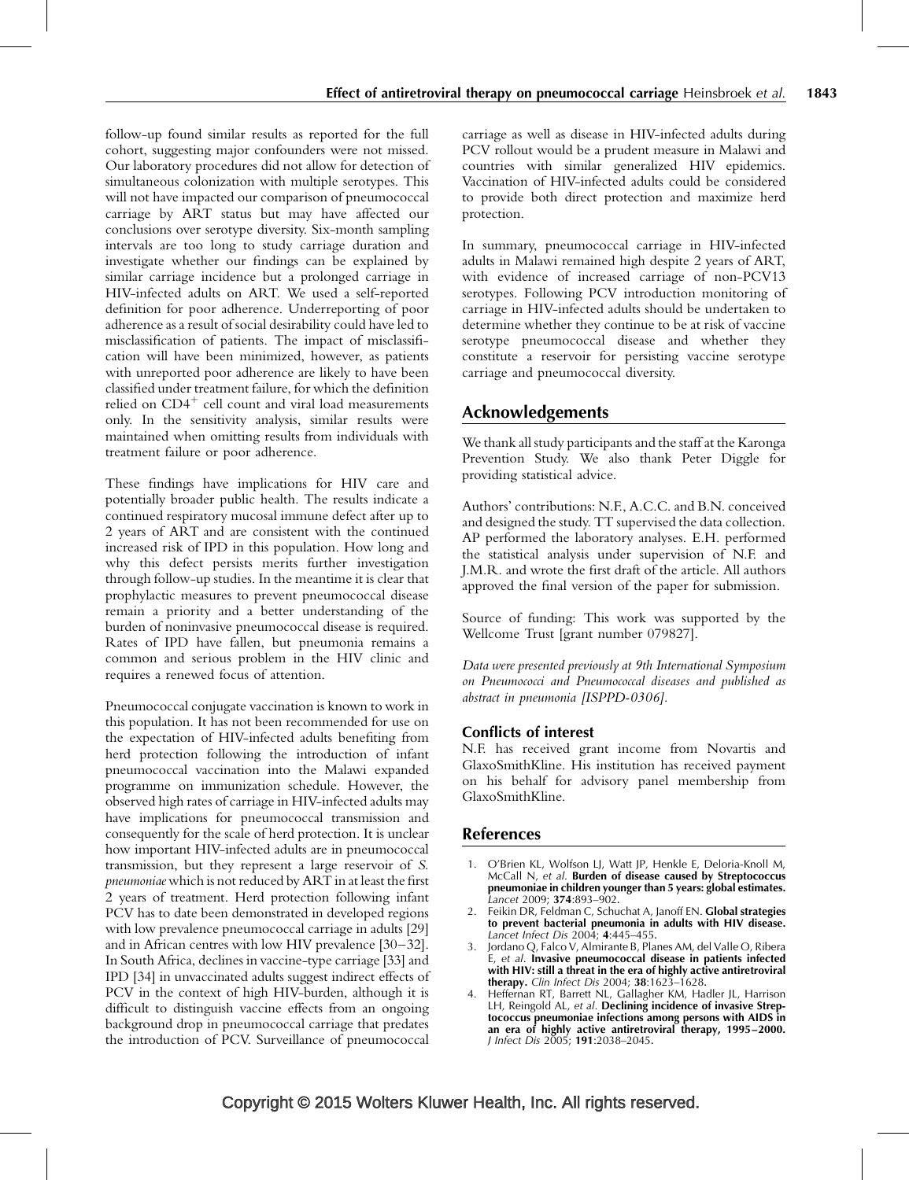follow-up found similar results as reported for the full cohort, suggesting major confounders were not missed. Our laboratory procedures did not allow for detection of simultaneous colonization with multiple serotypes. This will not have impacted our comparison of pneumococcal carriage by ART status but may have affected our conclusions over serotype diversity. Six-month sampling intervals are too long to study carriage duration and investigate whether our findings can be explained by similar carriage incidence but a prolonged carriage in HIV-infected adults on ART. We used a self-reported definition for poor adherence. Underreporting of poor adherence as a result of social desirability could have led to misclassification of patients. The impact of misclassification will have been minimized, however, as patients with unreported poor adherence are likely to have been classified under treatment failure, for which the definition relied on $CD4^{+}$ cell count and viral load measurements only. In the sensitivity analysis, similar results were maintained when omitting results from individuals with treatment failure or poor adherence.

These findings have implications for HIV care and potentially broader public health. The results indicate a continued respiratory mucosal immune defect after up to 2 years of ART and are consistent with the continued increased risk of IPD in this population. How long and why this defect persists merits further investigation through follow-up studies. In the meantime it is clear that prophylactic measures to prevent pneumococcal disease remain a priority and a better understanding of the burden of noninvasive pneumococcal disease is required. Rates of IPD have fallen, but pneumonia remains a common and serious problem in the HIV clinic and requires a renewed focus of attention.

Pneumococcal conjugate vaccination is known to work in this population. It has not been recommended for use on the expectation of HIV-infected adults benefiting from herd protection following the introduction of infant pneumococcal vaccination into the Malawi expanded programme on immunization schedule. However, the observed high rates of carriage in HIV-infected adults may have implications for pneumococcal transmission and consequently for the scale of herd protection. It is unclear how important HIV-infected adults are in pneumococcal transmission, but they represent a large reservoir of *S. pneumoniae* which is not reduced by ART in at least the first 2 years of treatment. Herd protection following infant PCV has to date been demonstrated in developed regions with low prevalence pneumococcal carriage in adults [29] and in African centres with low HIV prevalence [30–32]. In South Africa, declines in vaccine-type carriage [33] and IPD [34] in unvaccinated adults suggest indirect effects of PCV in the context of high HIV-burden, although it is difficult to distinguish vaccine effects from an ongoing background drop in pneumococcal carriage that predates the introduction of PCV. Surveillance of pneumococcal carriage as well as disease in HIV-infected adults during PCV rollout would be a prudent measure in Malawi and countries with similar generalized HIV epidemics. Vaccination of HIV-infected adults could be considered to provide both direct protection and maximize herd protection.

In summary, pneumococcal carriage in HIV-infected adults in Malawi remained high despite 2 years of ART, with evidence of increased carriage of non-PCV13 serotypes. Following PCV introduction monitoring of carriage in HIV-infected adults should be undertaken to determine whether they continue to be at risk of vaccine serotype pneumococcal disease and whether they constitute a reservoir for persisting vaccine serotype carriage and pneumococcal diversity.

## Acknowledgements

We thank all study participants and the staff at the Karonga Prevention Study. We also thank Peter Diggle for providing statistical advice.

Authors' contributions: N.F., A.C.C. and B.N. conceived and designed the study. TT supervised the data collection. AP performed the laboratory analyses. E.H. performed the statistical analysis under supervision of N.F. and J.M.R. and wrote the first draft of the article. All authors approved the final version of the paper for submission.

Source of funding: This work was supported by the Wellcome Trust [grant number 079827].

*Data were presented previously at 9th International Symposium on Pneumococci and Pneumococcal diseases and published as abstract in pneumonia [ISPPD-0306].*

### Conflicts of interest

N.F. has received grant income from Novartis and GlaxoSmithKline. His institution has received payment on his behalf for advisory panel membership from GlaxoSmithKline.

## References

1. O'Brien KL, Wolfson LJ, Watt JP, Henkle E, Deloria-Knoll M, McCall N, *et al*. **Burden of disease caused by Streptococcus pneumoniae in children younger than 5 years: global estimates.** *Lancet* 2009; **374**:893–902.
2. Feikin DR, Feldman C, Schuchat A, Janoff EN. **Global strategies to prevent bacterial pneumonia in adults with HIV disease.** *Lancet Infect Dis* 2004; **4**:445–455.
3. Jordano Q, Falco V, Almirante B, Planes AM, del Valle O, Ribera E, *et al*. **Invasive pneumococcal disease in patients infected with HIV: still a threat in the era of highly active antiretroviral therapy.** *Clin Infect Dis* 2004; **38**:1623–1628.
4. Heffernan RT, Barrett NL, Gallagher KM, Hadler JL, Harrison LH, Reingold AL, *et al*. **Declining incidence of invasive Streptococcus pneumoniae infections among persons with AIDS in an era of highly active antiretroviral therapy, 1995–2000.** *J Infect Dis* 2005; **191**:2038–2045.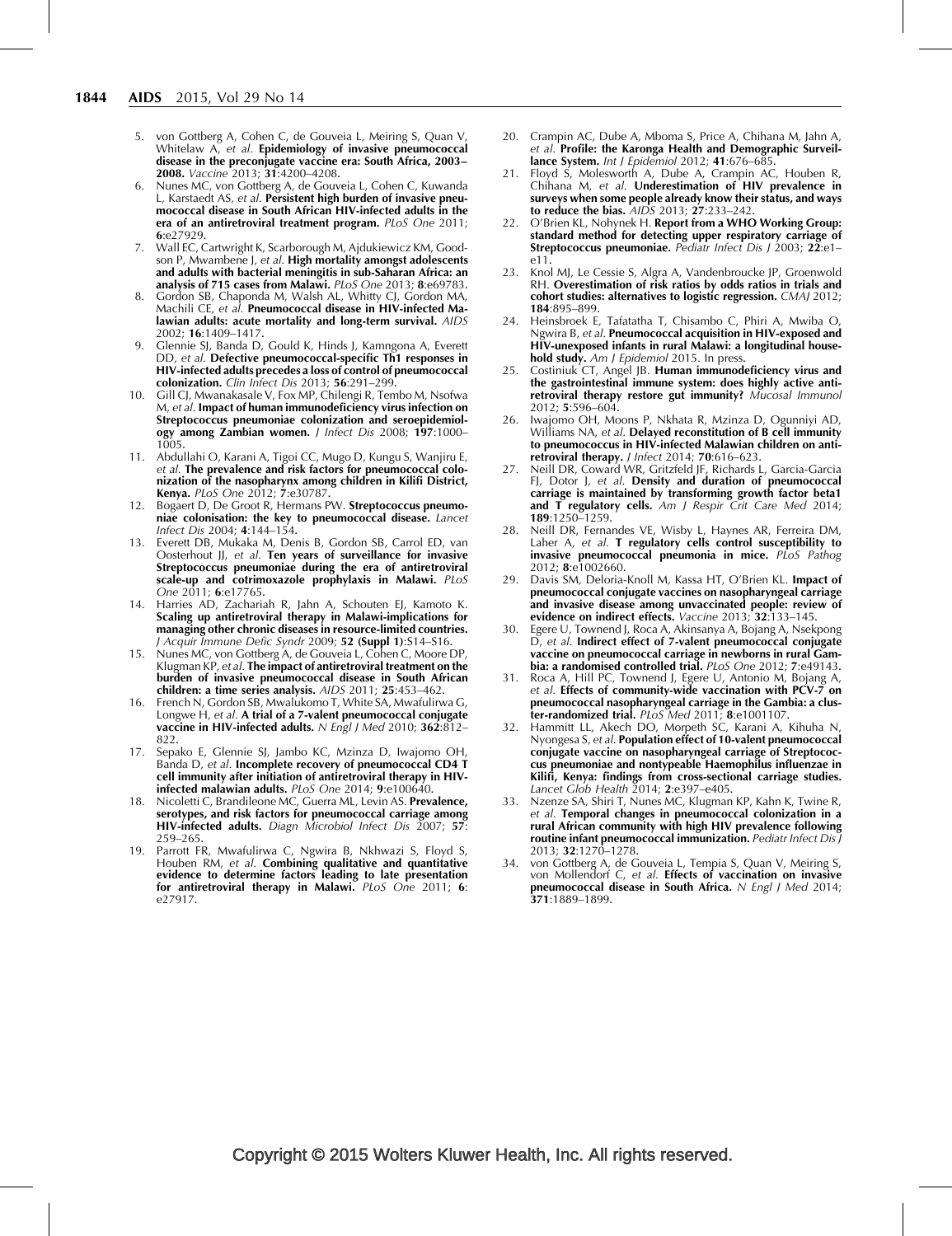5. von Gottberg A, Cohen C, de Gouveia L, Meiring S, Quan V, Whitelaw A, *et al.* **Epidemiology of invasive pneumococcal disease in the preconjugate vaccine era: South Africa, 2003–2008.** *Vaccine* 2013; **31**:4200–4208.
6. Nunes MC, von Gottberg A, de Gouveia L, Cohen C, Kuwanda L, Karstaedt AS, *et al.* **Persistent high burden of invasive pneumococcal disease in South African HIV-infected adults in the era of an antiretroviral treatment program.** *PLoS One* 2011; **6**:e27929.
7. Wall EC, Cartwright K, Scarborough M, Ajdukiewicz KM, Goodson P, Mwambene J, *et al.* **High mortality amongst adolescents and adults with bacterial meningitis in sub-Saharan Africa: an analysis of 715 cases from Malawi.** *PLoS One* 2013; **8**:e69783.
8. Gordon SB, Chaponda M, Walsh AL, Whitty CJ, Gordon MA, Machili CE, *et al.* **Pneumococcal disease in HIV-infected Malawian adults: acute mortality and long-term survival.** *AIDS* 2002; **16**:1409–1417.
9. Glennie SJ, Banda D, Gould K, Hinds J, Kamngona A, Everett DD, *et al.* **Defective pneumococcal-specific Th1 responses in HIV-infected adults precedes a loss of control of pneumococcal colonization.** *Clin Infect Dis* 2013; **56**:291–299.
10. Gill CJ, Mwanakasale V, Fox MP, Chilengi R, Tembo M, Nsofwa M, *et al.* **Impact of human immunodeficiency virus infection on Streptococcus pneumoniae colonization and seroepidemiology among Zambian women.** *J Infect Dis* 2008; **197**:1000–1005.
11. Abdullahi O, Karani A, Tigoi CC, Mugo D, Kungu S, Wanjiru E, *et al.* **The prevalence and risk factors for pneumococcal colonization of the nasopharynx among children in Kilifi District, Kenya.** *PLoS One* 2012; **7**:e30787.
12. Bogaert D, De Groot R, Hermans PW. **Streptococcus pneumoniae colonisation: the key to pneumococcal disease.** *Lancet Infect Dis* 2004; **4**:144–154.
13. Everett DB, Mukaka M, Denis B, Gordon SB, Carrol ED, van Oosterhout JJ, *et al.* **Ten years of surveillance for invasive Streptococcus pneumoniae during the era of antiretroviral scale-up and cotrimoxazole prophylaxis in Malawi.** *PLoS One* 2011; **6**:e17765.
14. Harries AD, Zachariah R, Jahn A, Schouten EJ, Kamoto K. **Scaling up antiretroviral therapy in Malawi-implications for managing other chronic diseases in resource-limited countries.** *J Acquir Immune Defic Syndr* 2009; **52 (Suppl 1)**:S14–S16.
15. Nunes MC, von Gottberg A, de Gouveia L, Cohen C, Moore DP, Klugman KP, *et al.* **The impact of antiretroviral treatment on the burden of invasive pneumococcal disease in South African children: a time series analysis.** *AIDS* 2011; **25**:453–462.
16. French N, Gordon SB, Mwalukomo T, White SA, Mwafulirwa G, Longwe H, *et al.* **A trial of a 7-valent pneumococcal conjugate vaccine in HIV-infected adults.** *N Engl J Med* 2010; **362**:812–822.
17. Sepako E, Glennie SJ, Jambo KC, Mzinza D, Iwajomo OH, Banda D, *et al.* **Incomplete recovery of pneumococcal CD4 T cell immunity after initiation of antiretroviral therapy in HIV-infected malawian adults.** *PLoS One* 2014; **9**:e100640.
18. Nicoletti C, Brandileone MC, Guerra ML, Levin AS. **Prevalence, serotypes, and risk factors for pneumococcal carriage among HIV-infected adults.** *Diagn Microbiol Infect Dis* 2007; **57**:259–265.
19. Parrott FR, Mwafulirwa C, Ngwira B, Nkhwazi S, Floyd S, Houben RM, *et al.* **Combining qualitative and quantitative evidence to determine factors leading to late presentation for antiretroviral therapy in Malawi.** *PLoS One* 2011; **6**:e27917.
20. Crampin AC, Dube A, Mboma S, Price A, Chihana M, Jahn A, *et al.* **Profile: the Karonga Health and Demographic Surveillance System.** *Int J Epidemiol* 2012; **41**:676–685.
21. Floyd S, Molesworth A, Dube A, Crampin AC, Houben R, Chihana M, *et al.* **Underestimation of HIV prevalence in surveys when some people already know their status, and ways to reduce the bias.** *AIDS* 2013; **27**:233–242.
22. O'Brien KL, Nohynek H. **Report from a WHO Working Group: standard method for detecting upper respiratory carriage of Streptococcus pneumoniae.** *Pediatr Infect Dis J* 2003; **22**:e1–e11.
23. Knol MJ, Le Cessie S, Algra A, Vandenbroucke JP, Groenwold RH. **Overestimation of risk ratios by odds ratios in trials and cohort studies: alternatives to logistic regression.** *CMAJ* 2012; **184**:895–899.
24. Heinsbroek E, Tafatatha T, Chisambo C, Phiri A, Mwiba O, Ngwira B, *et al.* **Pneumococcal acquisition in HIV-exposed and HIV-unexposed infants in rural Malawi: a longitudinal household study.** *Am J Epidemiol* 2015. In press.
25. Costiniuk CT, Angel JB. **Human immunodeficiency virus and the gastrointestinal immune system: does highly active antiretroviral therapy restore gut immunity?** *Mucosal Immunol* 2012; **5**:596–604.
26. Iwajomo OH, Moons P, Nkhata R, Mzinza D, Ogunniyi AD, Williams NA, *et al.* **Delayed reconstitution of B cell immunity to pneumococcus in HIV-infected Malawian children on antiretroviral therapy.** *J Infect* 2014; **70**:616–623.
27. Neill DR, Coward WR, Gritzfeld JF, Richards L, Garcia-Garcia FJ, Dotor J, *et al.* **Density and duration of pneumococcal carriage is maintained by transforming growth factor beta1 and T regulatory cells.** *Am J Respir Crit Care Med* 2014; **189**:1250–1259.
28. Neill DR, Fernandes VE, Wisby L, Haynes AR, Ferreira DM, Laher A, *et al.* **T regulatory cells control susceptibility to invasive pneumococcal pneumonia in mice.** *PLoS Pathog* 2012; **8**:e1002660.
29. Davis SM, Deloria-Knoll M, Kassa HT, O'Brien KL. **Impact of pneumococcal conjugate vaccines on nasopharyngeal carriage and invasive disease among unvaccinated people: review of evidence on indirect effects.** *Vaccine* 2013; **32**:133–145.
30. Egere U, Townend J, Roca A, Akinsanya A, Bojang A, Nsekpong D, *et al.* **Indirect effect of 7-valent pneumococcal conjugate vaccine on pneumococcal carriage in newborns in rural Gambia: a randomised controlled trial.** *PLoS One* 2012; **7**:e49143.
31. Roca A, Hill PC, Townend J, Egere U, Antonio M, Bojang A, *et al.* **Effects of community-wide vaccination with PCV-7 on pneumococcal nasopharyngeal carriage in the Gambia: a cluster-randomized trial.** *PLoS Med* 2011; **8**:e1001107.
32. Hammitt LL, Akech DO, Morpeth SC, Karani A, Kihuha N, Nyongesa S, *et al.* **Population effect of 10-valent pneumococcal conjugate vaccine on nasopharyngeal carriage of Streptococcus pneumoniae and nontypeable Haemophilus influenzae in Kilifi, Kenya: findings from cross-sectional carriage studies.** *Lancet Glob Health* 2014; **2**:e397–e405.
33. Nzenze SA, Shiri T, Nunes MC, Klugman KP, Kahn K, Twine R, *et al.* **Temporal changes in pneumococcal colonization in a rural African community with high HIV prevalence following routine infant pneumococcal immunization.** *Pediatr Infect Dis J* 2013; **32**:1270–1278.
34. von Gottberg A, de Gouveia L, Tempia S, Quan V, Meiring S, von Mollendorf C, *et al.* **Effects of vaccination on invasive pneumococcal disease in South Africa.** *N Engl J Med* 2014; **371**:1889–1899.